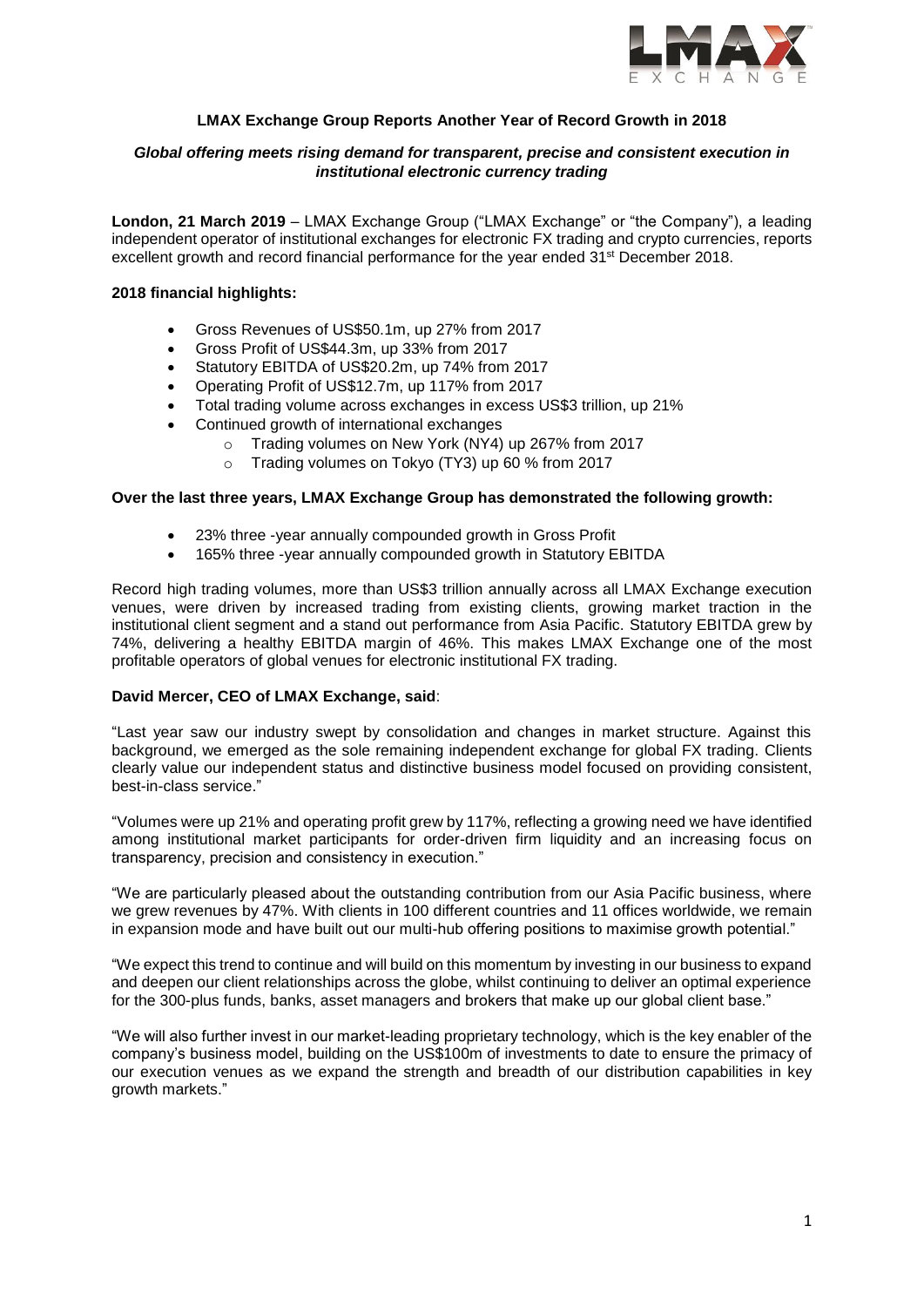**LMAX Exchange Group Reports Another Year of Record Growth in 2018**

***Global offering meets rising demand for transparent, precise and consistent execution in institutional electronic currency trading***

**London, 21 March 2019** – LMAX Exchange Group ("LMAX Exchange" or "the Company"), a leading independent operator of institutional exchanges for electronic FX trading and crypto currencies, reports excellent growth and record financial performance for the year ended 31st December 2018.

**2018 financial highlights:**

- Gross Revenues of US$50.1m, up 27% from 2017
- Gross Profit of US$44.3m, up 33% from 2017
- Statutory EBITDA of US$20.2m, up 74% from 2017
- Operating Profit of US$12.7m, up 117% from 2017
- Total trading volume across exchanges in excess US$3 trillion, up 21%
- Continued growth of international exchanges
  - Trading volumes on New York (NY4) up 267% from 2017
  - Trading volumes on Tokyo (TY3) up 60 % from 2017

**Over the last three years, LMAX Exchange Group has demonstrated the following growth:**

- 23% three -year annually compounded growth in Gross Profit
- 165% three -year annually compounded growth in Statutory EBITDA

Record high trading volumes, more than US$3 trillion annually across all LMAX Exchange execution venues, were driven by increased trading from existing clients, growing market traction in the institutional client segment and a stand out performance from Asia Pacific. Statutory EBITDA grew by 74%, delivering a healthy EBITDA margin of 46%. This makes LMAX Exchange one of the most profitable operators of global venues for electronic institutional FX trading.

**David Mercer, CEO of LMAX Exchange, said**:

"Last year saw our industry swept by consolidation and changes in market structure. Against this background, we emerged as the sole remaining independent exchange for global FX trading. Clients clearly value our independent status and distinctive business model focused on providing consistent, best-in-class service."

"Volumes were up 21% and operating profit grew by 117%, reflecting a growing need we have identified among institutional market participants for order-driven firm liquidity and an increasing focus on transparency, precision and consistency in execution."

"We are particularly pleased about the outstanding contribution from our Asia Pacific business, where we grew revenues by 47%. With clients in 100 different countries and 11 offices worldwide, we remain in expansion mode and have built out our multi-hub offering positions to maximise growth potential."

"We expect this trend to continue and will build on this momentum by investing in our business to expand and deepen our client relationships across the globe, whilst continuing to deliver an optimal experience for the 300-plus funds, banks, asset managers and brokers that make up our global client base."

"We will also further invest in our market-leading proprietary technology, which is the key enabler of the company's business model, building on the US$100m of investments to date to ensure the primacy of our execution venues as we expand the strength and breadth of our distribution capabilities in key growth markets."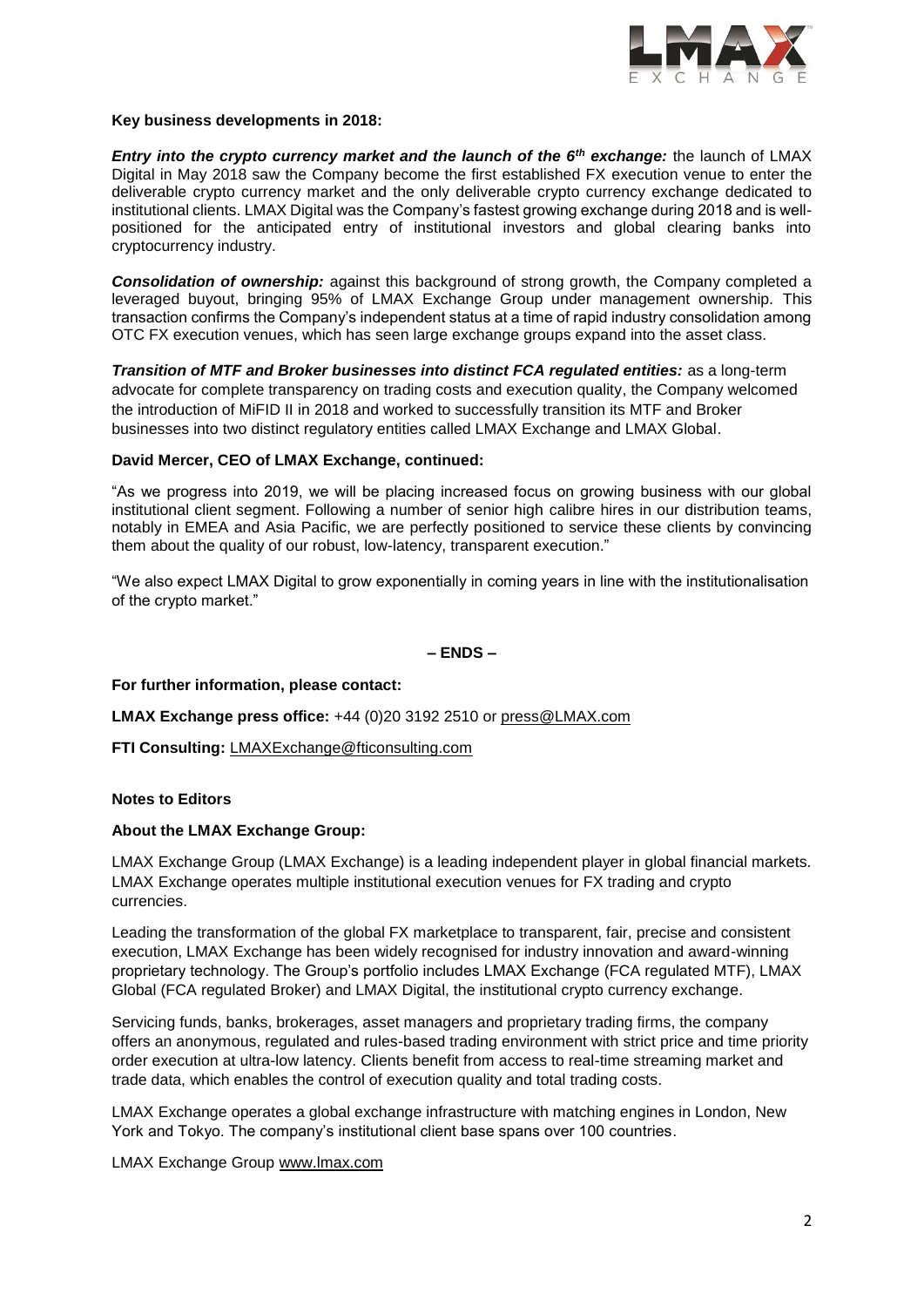**Key business developments in 2018:**

***Entry into the crypto currency market and the launch of the 6th exchange:*** the launch of LMAX Digital in May 2018 saw the Company become the first established FX execution venue to enter the deliverable crypto currency market and the only deliverable crypto currency exchange dedicated to institutional clients. LMAX Digital was the Company's fastest growing exchange during 2018 and is well-positioned for the anticipated entry of institutional investors and global clearing banks into cryptocurrency industry.

***Consolidation of ownership:*** against this background of strong growth, the Company completed a leveraged buyout, bringing 95% of LMAX Exchange Group under management ownership. This transaction confirms the Company's independent status at a time of rapid industry consolidation among OTC FX execution venues, which has seen large exchange groups expand into the asset class.

***Transition of MTF and Broker businesses into distinct FCA regulated entities:*** as a long-term advocate for complete transparency on trading costs and execution quality, the Company welcomed the introduction of MiFID II in 2018 and worked to successfully transition its MTF and Broker businesses into two distinct regulatory entities called LMAX Exchange and LMAX Global.

**David Mercer, CEO of LMAX Exchange, continued:**

"As we progress into 2019, we will be placing increased focus on growing business with our global institutional client segment. Following a number of senior high calibre hires in our distribution teams, notably in EMEA and Asia Pacific, we are perfectly positioned to service these clients by convincing them about the quality of our robust, low-latency, transparent execution."

"We also expect LMAX Digital to grow exponentially in coming years in line with the institutionalisation of the crypto market."

**– ENDS –**

**For further information, please contact:**

**LMAX Exchange press office:** +44 (0)20 3192 2510 or press@LMAX.com

**FTI Consulting:** LMAXExchange@fticonsulting.com

**Notes to Editors**

**About the LMAX Exchange Group:**

LMAX Exchange Group (LMAX Exchange) is a leading independent player in global financial markets. LMAX Exchange operates multiple institutional execution venues for FX trading and crypto currencies.

Leading the transformation of the global FX marketplace to transparent, fair, precise and consistent execution, LMAX Exchange has been widely recognised for industry innovation and award-winning proprietary technology. The Group's portfolio includes LMAX Exchange (FCA regulated MTF), LMAX Global (FCA regulated Broker) and LMAX Digital, the institutional crypto currency exchange.

Servicing funds, banks, brokerages, asset managers and proprietary trading firms, the company offers an anonymous, regulated and rules-based trading environment with strict price and time priority order execution at ultra-low latency. Clients benefit from access to real-time streaming market and trade data, which enables the control of execution quality and total trading costs.

LMAX Exchange operates a global exchange infrastructure with matching engines in London, New York and Tokyo. The company's institutional client base spans over 100 countries.

LMAX Exchange Group www.lmax.com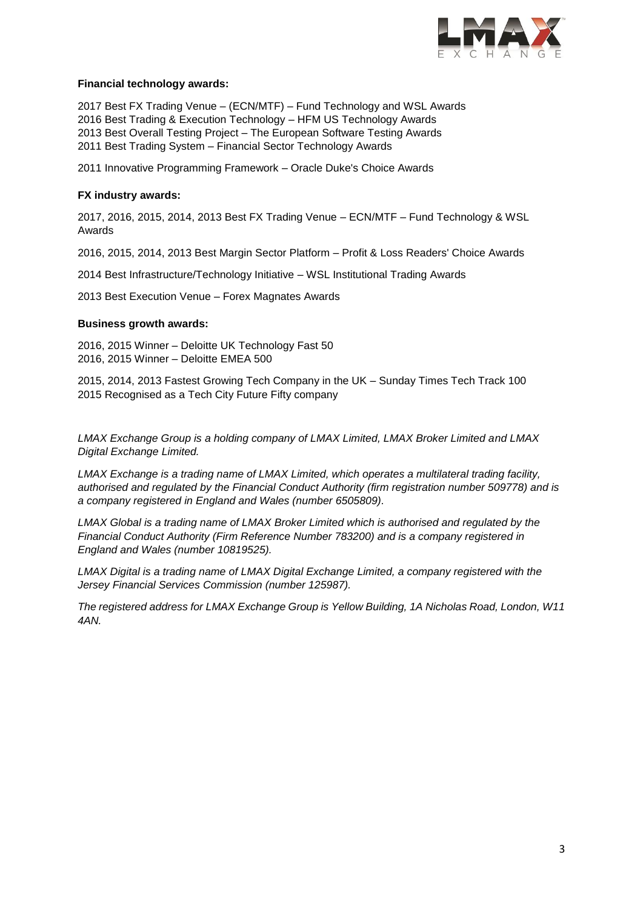**Financial technology awards:**

2017 Best FX Trading Venue – (ECN/MTF) – Fund Technology and WSL Awards
2016 Best Trading & Execution Technology – HFM US Technology Awards
2013 Best Overall Testing Project – The European Software Testing Awards
2011 Best Trading System – Financial Sector Technology Awards

2011 Innovative Programming Framework – Oracle Duke's Choice Awards

**FX industry awards:**

2017, 2016, 2015, 2014, 2013 Best FX Trading Venue – ECN/MTF – Fund Technology & WSL Awards

2016, 2015, 2014, 2013 Best Margin Sector Platform – Profit & Loss Readers' Choice Awards

2014 Best Infrastructure/Technology Initiative – WSL Institutional Trading Awards

2013 Best Execution Venue – Forex Magnates Awards

**Business growth awards:**

2016, 2015 Winner – Deloitte UK Technology Fast 50
2016, 2015 Winner – Deloitte EMEA 500

2015, 2014, 2013 Fastest Growing Tech Company in the UK – Sunday Times Tech Track 100
2015 Recognised as a Tech City Future Fifty company

*LMAX Exchange Group is a holding company of LMAX Limited, LMAX Broker Limited and LMAX Digital Exchange Limited.*

*LMAX Exchange is a trading name of LMAX Limited, which operates a multilateral trading facility, authorised and regulated by the Financial Conduct Authority (firm registration number 509778) and is a company registered in England and Wales (number 6505809).*

*LMAX Global is a trading name of LMAX Broker Limited which is authorised and regulated by the Financial Conduct Authority (Firm Reference Number 783200) and is a company registered in England and Wales (number 10819525).*

*LMAX Digital is a trading name of LMAX Digital Exchange Limited, a company registered with the Jersey Financial Services Commission (number 125987).*

*The registered address for LMAX Exchange Group is Yellow Building, 1A Nicholas Road, London, W11 4AN.*